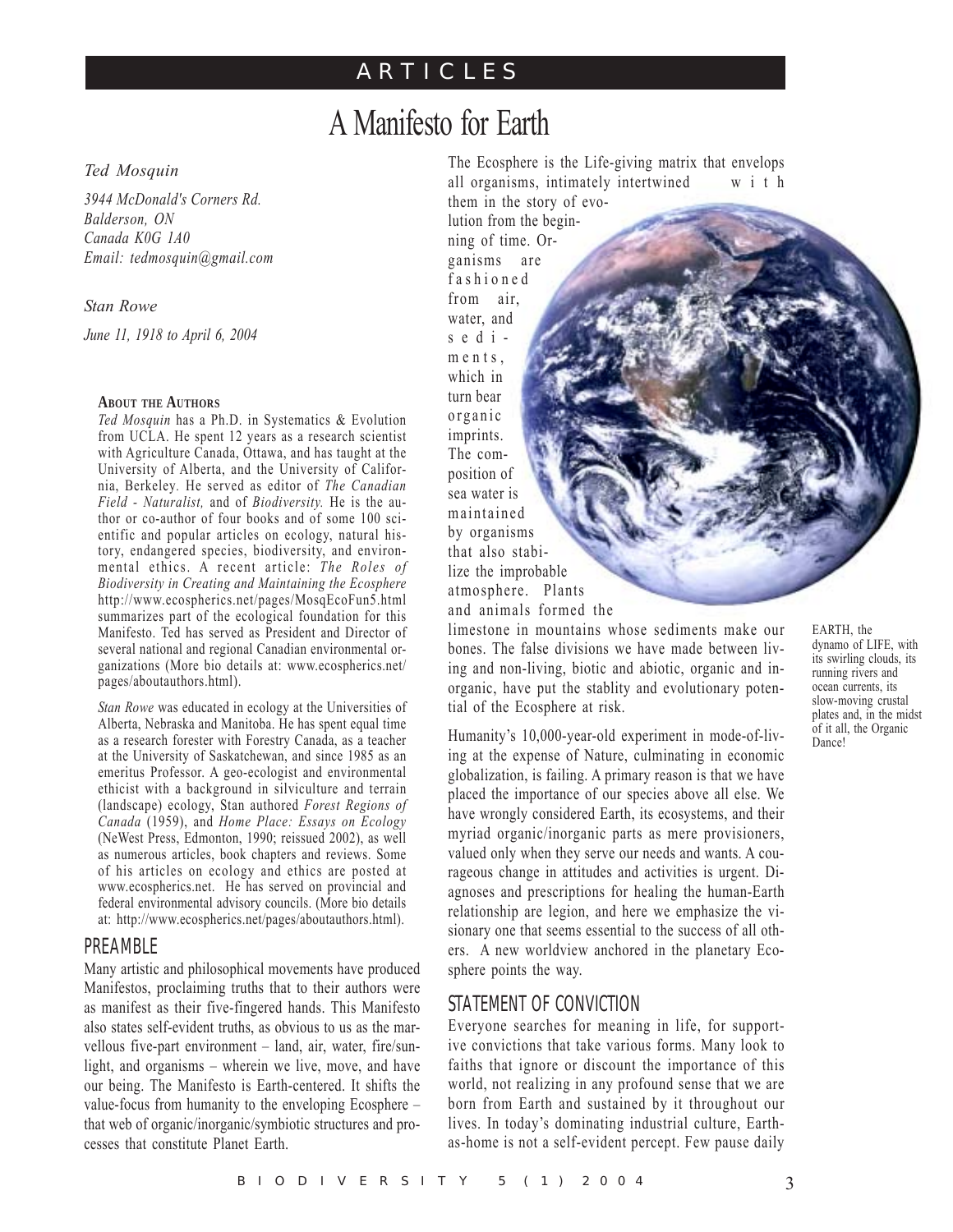# A Manifesto for Earth

*Ted Mosquin*

*3944 McDonald's Corners Rd.*
*Balderson, ON*
*Canada K0G 1A0*
*Email: tedmosquin@gmail.com*

*Stan Rowe*

*June 11, 1918 to April 6, 2004*

**ABOUT THE AUTHORS**

*Ted Mosquin* has a Ph.D. in Systematics & Evolution from UCLA. He spent 12 years as a research scientist with Agriculture Canada, Ottawa, and has taught at the University of Alberta, and the University of California, Berkeley. He served as editor of *The Canadian Field - Naturalist,* and of *Biodiversity.* He is the author or co-author of four books and of some 100 scientific and popular articles on ecology, natural history, endangered species, biodiversity, and environmental ethics. A recent article: *The Roles of Biodiversity in Creating and Maintaining the Ecosphere* http://www.ecospherics.net/pages/MosqEcoFun5.html summarizes part of the ecological foundation for this Manifesto. Ted has served as President and Director of several national and regional Canadian environmental organizations (More bio details at: www.ecospherics.net/pages/aboutauthors.html).

*Stan Rowe* was educated in ecology at the Universities of Alberta, Nebraska and Manitoba. He has spent equal time as a research forester with Forestry Canada, as a teacher at the University of Saskatchewan, and since 1985 as an emeritus Professor. A geo-ecologist and environmental ethicist with a background in silviculture and terrain (landscape) ecology, Stan authored *Forest Regions of Canada* (1959), and *Home Place: Essays on Ecology* (NeWest Press, Edmonton, 1990; reissued 2002), as well as numerous articles, book chapters and reviews. Some of his articles on ecology and ethics are posted at www.ecospherics.net. He has served on provincial and federal environmental advisory councils. (More bio details at: http://www.ecospherics.net/pages/aboutauthors.html).

## PREAMBLE

Many artistic and philosophical movements have produced Manifestos, proclaiming truths that to their authors were as manifest as their five-fingered hands. This Manifesto also states self-evident truths, as obvious to us as the marvellous five-part environment – land, air, water, fire/sunlight, and organisms – wherein we live, move, and have our being. The Manifesto is Earth-centered. It shifts the value-focus from humanity to the enveloping Ecosphere – that web of organic/inorganic/symbiotic structures and processes that constitute Planet Earth.

The Ecosphere is the Life-giving matrix that envelops all organisms, intimately intertwined with them in the story of evolution from the beginning of time. Organisms are fashioned from air, water, and sediments, which in turn bear organic imprints. The composition of sea water is maintained by organisms that also stabilize the improbable atmosphere. Plants and animals formed the limestone in mountains whose sediments make our bones. The false divisions we have made between living and non-living, biotic and abiotic, organic and inorganic, have put the stablity and evolutionary potential of the Ecosphere at risk.

EARTH, the dynamo of LIFE, with its swirling clouds, its running rivers and ocean currents, its slow-moving crustal plates and, in the midst of it all, the Organic Dance!

Humanity's 10,000-year-old experiment in mode-of-living at the expense of Nature, culminating in economic globalization, is failing. A primary reason is that we have placed the importance of our species above all else. We have wrongly considered Earth, its ecosystems, and their myriad organic/inorganic parts as mere provisioners, valued only when they serve our needs and wants. A courageous change in attitudes and activities is urgent. Diagnoses and prescriptions for healing the human-Earth relationship are legion, and here we emphasize the visionary one that seems essential to the success of all others. A new worldview anchored in the planetary Ecosphere points the way.

## STATEMENT OF CONVICTION

Everyone searches for meaning in life, for supportive convictions that take various forms. Many look to faiths that ignore or discount the importance of this world, not realizing in any profound sense that we are born from Earth and sustained by it throughout our lives. In today's dominating industrial culture, Earth-as-home is not a self-evident percept. Few pause daily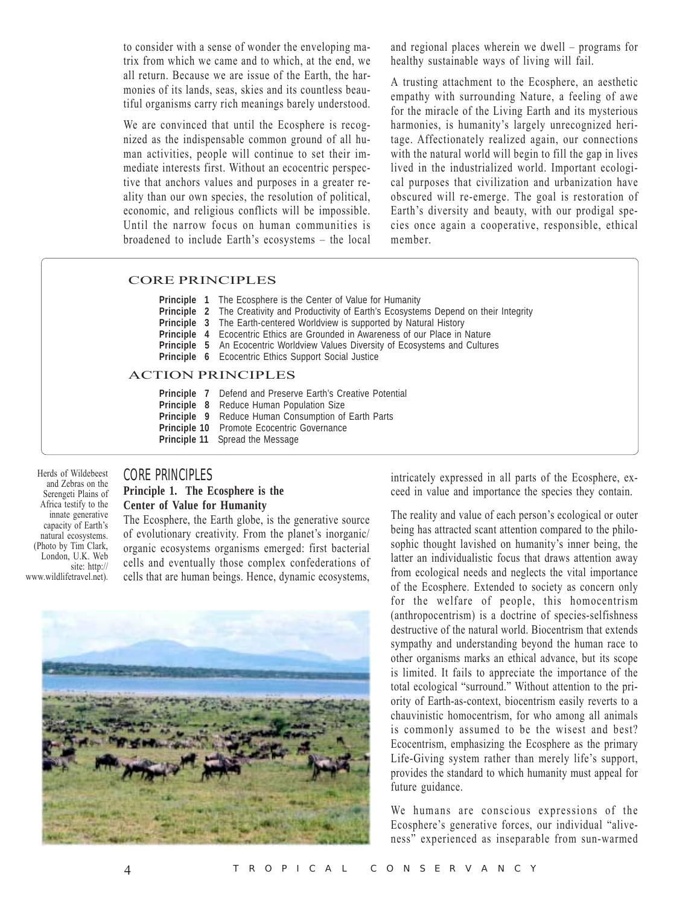to consider with a sense of wonder the enveloping matrix from which we came and to which, at the end, we all return. Because we are issue of the Earth, the harmonies of its lands, seas, skies and its countless beautiful organisms carry rich meanings barely understood.

We are convinced that until the Ecosphere is recognized as the indispensable common ground of all human activities, people will continue to set their immediate interests first. Without an ecocentric perspective that anchors values and purposes in a greater reality than our own species, the resolution of political, economic, and religious conflicts will be impossible. Until the narrow focus on human communities is broadened to include Earth's ecosystems – the local and regional places wherein we dwell – programs for healthy sustainable ways of living will fail.

A trusting attachment to the Ecosphere, an aesthetic empathy with surrounding Nature, a feeling of awe for the miracle of the Living Earth and its mysterious harmonies, is humanity's largely unrecognized heritage. Affectionately realized again, our connections with the natural world will begin to fill the gap in lives lived in the industrialized world. Important ecological purposes that civilization and urbanization have obscured will re-emerge. The goal is restoration of Earth's diversity and beauty, with our prodigal species once again a cooperative, responsible, ethical member.

### CORE PRINCIPLES

- **Principle 1** The Ecosphere is the Center of Value for Humanity
- **Principle 2** The Creativity and Productivity of Earth's Ecosystems Depend on their Integrity
- **Principle 3** The Earth-centered Worldview is supported by Natural History
- **Principle 4** Ecocentric Ethics are Grounded in Awareness of our Place in Nature
- **Principle 5** An Ecocentric Worldview Values Diversity of Ecosystems and Cultures
- **Principle 6** Ecocentric Ethics Support Social Justice

### ACTION PRINCIPLES

- **Principle 7** Defend and Preserve Earth's Creative Potential
- **Principle 8** Reduce Human Population Size
- **Principle 9** Reduce Human Consumption of Earth Parts
- **Principle 10** Promote Ecocentric Governance
- **Principle 11** Spread the Message

## CORE PRINCIPLES

### Principle 1. The Ecosphere is the Center of Value for Humanity

The Ecosphere, the Earth globe, is the generative source of evolutionary creativity. From the planet's inorganic/organic ecosystems organisms emerged: first bacterial cells and eventually those complex confederations of cells that are human beings. Hence, dynamic ecosystems, intricately expressed in all parts of the Ecosphere, exceed in value and importance the species they contain.

Herds of Wildebeest and Zebras on the Serengeti Plains of Africa testify to the innate generative capacity of Earth's natural ecosystems. (Photo by Tim Clark, London, U.K. Web site: http://www.wildlifetravel.net).

The reality and value of each person's ecological or outer being has attracted scant attention compared to the philosophic thought lavished on humanity's inner being, the latter an individualistic focus that draws attention away from ecological needs and neglects the vital importance of the Ecosphere. Extended to society as concern only for the welfare of people, this homocentrism (anthropocentrism) is a doctrine of species-selfishness destructive of the natural world. Biocentrism that extends sympathy and understanding beyond the human race to other organisms marks an ethical advance, but its scope is limited. It fails to appreciate the importance of the total ecological "surround." Without attention to the priority of Earth-as-context, biocentrism easily reverts to a chauvinistic homocentrism, for who among all animals is commonly assumed to be the wisest and best? Ecocentrism, emphasizing the Ecosphere as the primary Life-Giving system rather than merely life's support, provides the standard to which humanity must appeal for future guidance.

We humans are conscious expressions of the Ecosphere's generative forces, our individual "aliveness" experienced as inseparable from sun-warmed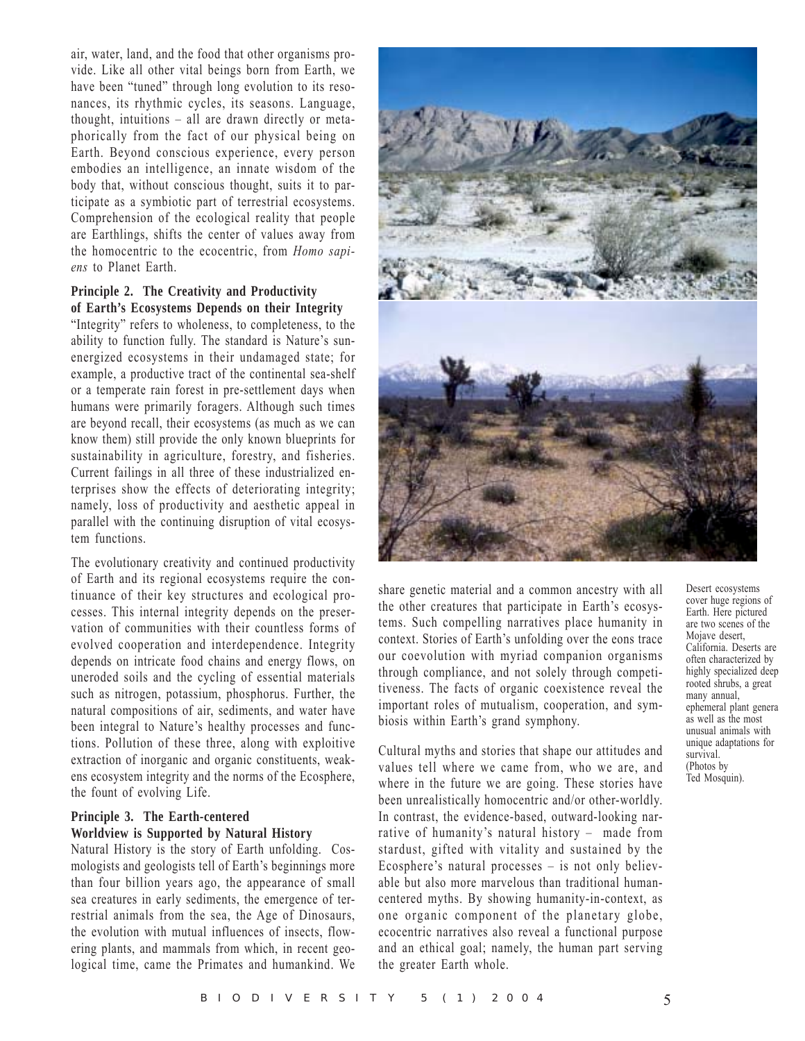air, water, land, and the food that other organisms provide. Like all other vital beings born from Earth, we have been "tuned" through long evolution to its resonances, its rhythmic cycles, its seasons. Language, thought, intuitions – all are drawn directly or metaphorically from the fact of our physical being on Earth. Beyond conscious experience, every person embodies an intelligence, an innate wisdom of the body that, without conscious thought, suits it to participate as a symbiotic part of terrestrial ecosystems. Comprehension of the ecological reality that people are Earthlings, shifts the center of values away from the homocentric to the ecocentric, from *Homo sapiens* to Planet Earth.

### Principle 2. The Creativity and Productivity of Earth's Ecosystems Depends on their Integrity

"Integrity" refers to wholeness, to completeness, to the ability to function fully. The standard is Nature's sun-energized ecosystems in their undamaged state; for example, a productive tract of the continental sea-shelf or a temperate rain forest in pre-settlement days when humans were primarily foragers. Although such times are beyond recall, their ecosystems (as much as we can know them) still provide the only known blueprints for sustainability in agriculture, forestry, and fisheries. Current failings in all three of these industrialized enterprises show the effects of deteriorating integrity; namely, loss of productivity and aesthetic appeal in parallel with the continuing disruption of vital ecosystem functions.

The evolutionary creativity and continued productivity of Earth and its regional ecosystems require the continuance of their key structures and ecological processes. This internal integrity depends on the preservation of communities with their countless forms of evolved cooperation and interdependence. Integrity depends on intricate food chains and energy flows, on uneroded soils and the cycling of essential materials such as nitrogen, potassium, phosphorus. Further, the natural compositions of air, sediments, and water have been integral to Nature's healthy processes and functions. Pollution of these three, along with exploitive extraction of inorganic and organic constituents, weakens ecosystem integrity and the norms of the Ecosphere, the fount of evolving Life.

### Principle 3. The Earth-centered Worldview is Supported by Natural History

Natural History is the story of Earth unfolding. Cosmologists and geologists tell of Earth's beginnings more than four billion years ago, the appearance of small sea creatures in early sediments, the emergence of terrestrial animals from the sea, the Age of Dinosaurs, the evolution with mutual influences of insects, flowering plants, and mammals from which, in recent geological time, came the Primates and humankind. We share genetic material and a common ancestry with all the other creatures that participate in Earth's ecosystems. Such compelling narratives place humanity in context. Stories of Earth's unfolding over the eons trace our coevolution with myriad companion organisms through compliance, and not solely through competitiveness. The facts of organic coexistence reveal the important roles of mutualism, cooperation, and symbiosis within Earth's grand symphony.

Cultural myths and stories that shape our attitudes and values tell where we came from, who we are, and where in the future we are going. These stories have been unrealistically homocentric and/or other-worldly. In contrast, the evidence-based, outward-looking narrative of humanity's natural history – made from stardust, gifted with vitality and sustained by the Ecosphere's natural processes – is not only believable but also more marvelous than traditional human-centered myths. By showing humanity-in-context, as one organic component of the planetary globe, ecocentric narratives also reveal a functional purpose and an ethical goal; namely, the human part serving the greater Earth whole.

Desert ecosystems cover huge regions of Earth. Here pictured are two scenes of the Mojave desert, California. Deserts are often characterized by highly specialized deep rooted shrubs, a great many annual, ephemeral plant genera as well as the most unusual animals with unique adaptations for survival. (Photos by Ted Mosquin).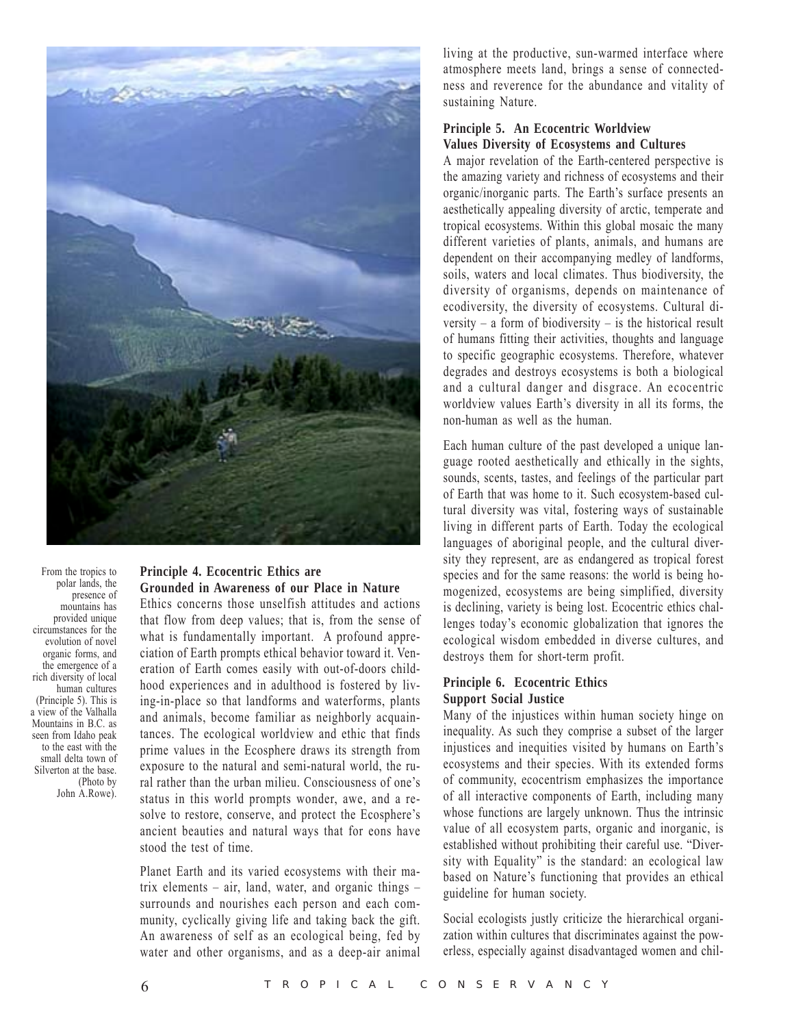From the tropics to polar lands, the presence of mountains has provided unique circumstances for the evolution of novel organic forms, and the emergence of a rich diversity of local human cultures (Principle 5). This is a view of the Valhalla Mountains in B.C. as seen from Idaho peak to the east with the small delta town of Silverton at the base. (Photo by John A.Rowe).

### Principle 4. Ecocentric Ethics are Grounded in Awareness of our Place in Nature

Ethics concerns those unselfish attitudes and actions that flow from deep values; that is, from the sense of what is fundamentally important. A profound appreciation of Earth prompts ethical behavior toward it. Veneration of Earth comes easily with out-of-doors childhood experiences and in adulthood is fostered by living-in-place so that landforms and waterforms, plants and animals, become familiar as neighborly acquaintances. The ecological worldview and ethic that finds prime values in the Ecosphere draws its strength from exposure to the natural and semi-natural world, the rural rather than the urban milieu. Consciousness of one's status in this world prompts wonder, awe, and a resolve to restore, conserve, and protect the Ecosphere's ancient beauties and natural ways that for eons have stood the test of time.

Planet Earth and its varied ecosystems with their matrix elements – air, land, water, and organic things – surrounds and nourishes each person and each community, cyclically giving life and taking back the gift. An awareness of self as an ecological being, fed by water and other organisms, and as a deep-air animal living at the productive, sun-warmed interface where atmosphere meets land, brings a sense of connectedness and reverence for the abundance and vitality of sustaining Nature.

### Principle 5. An Ecocentric Worldview Values Diversity of Ecosystems and Cultures

A major revelation of the Earth-centered perspective is the amazing variety and richness of ecosystems and their organic/inorganic parts. The Earth's surface presents an aesthetically appealing diversity of arctic, temperate and tropical ecosystems. Within this global mosaic the many different varieties of plants, animals, and humans are dependent on their accompanying medley of landforms, soils, waters and local climates. Thus biodiversity, the diversity of organisms, depends on maintenance of ecodiversity, the diversity of ecosystems. Cultural diversity – a form of biodiversity – is the historical result of humans fitting their activities, thoughts and language to specific geographic ecosystems. Therefore, whatever degrades and destroys ecosystems is both a biological and a cultural danger and disgrace. An ecocentric worldview values Earth's diversity in all its forms, the non-human as well as the human.

Each human culture of the past developed a unique language rooted aesthetically and ethically in the sights, sounds, scents, tastes, and feelings of the particular part of Earth that was home to it. Such ecosystem-based cultural diversity was vital, fostering ways of sustainable living in different parts of Earth. Today the ecological languages of aboriginal people, and the cultural diversity they represent, are as endangered as tropical forest species and for the same reasons: the world is being homogenized, ecosystems are being simplified, diversity is declining, variety is being lost. Ecocentric ethics challenges today's economic globalization that ignores the ecological wisdom embedded in diverse cultures, and destroys them for short-term profit.

### Principle 6. Ecocentric Ethics Support Social Justice

Many of the injustices within human society hinge on inequality. As such they comprise a subset of the larger injustices and inequities visited by humans on Earth's ecosystems and their species. With its extended forms of community, ecocentrism emphasizes the importance of all interactive components of Earth, including many whose functions are largely unknown. Thus the intrinsic value of all ecosystem parts, organic and inorganic, is established without prohibiting their careful use. "Diversity with Equality" is the standard: an ecological law based on Nature's functioning that provides an ethical guideline for human society.

Social ecologists justly criticize the hierarchical organization within cultures that discriminates against the powerless, especially against disadvantaged women and chil-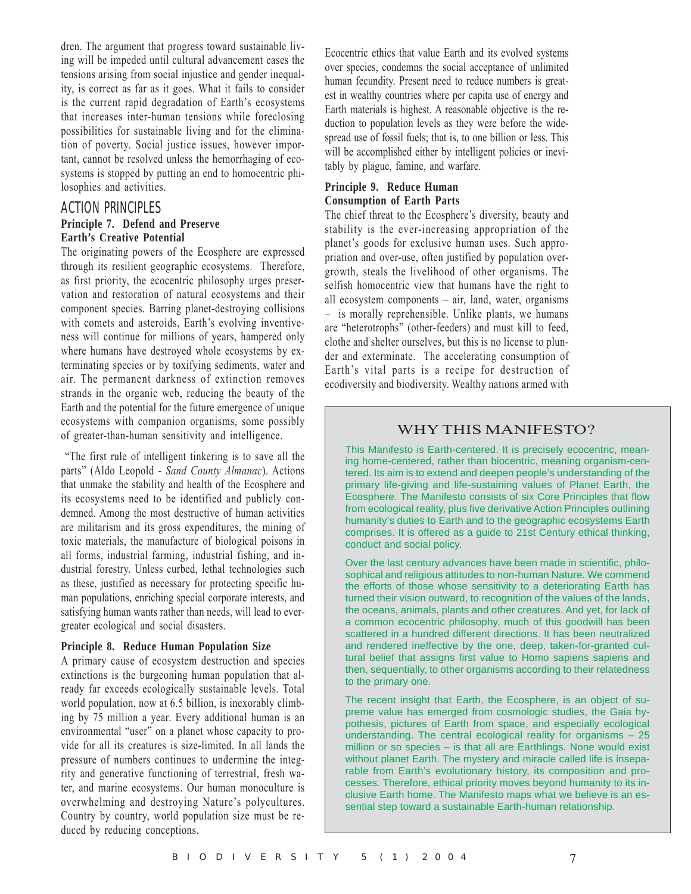dren. The argument that progress toward sustainable living will be impeded until cultural advancement eases the tensions arising from social injustice and gender inequality, is correct as far as it goes. What it fails to consider is the current rapid degradation of Earth's ecosystems that increases inter-human tensions while foreclosing possibilities for sustainable living and for the elimination of poverty. Social justice issues, however important, cannot be resolved unless the hemorrhaging of ecosystems is stopped by putting an end to homocentric philosophies and activities.

## ACTION PRINCIPLES

### Principle 7. Defend and Preserve Earth's Creative Potential

The originating powers of the Ecosphere are expressed through its resilient geographic ecosystems. Therefore, as first priority, the ecocentric philosophy urges preservation and restoration of natural ecosystems and their component species. Barring planet-destroying collisions with comets and asteroids, Earth's evolving inventiveness will continue for millions of years, hampered only where humans have destroyed whole ecosystems by exterminating species or by toxifying sediments, water and air. The permanent darkness of extinction removes strands in the organic web, reducing the beauty of the Earth and the potential for the future emergence of unique ecosystems with companion organisms, some possibly of greater-than-human sensitivity and intelligence.

"The first rule of intelligent tinkering is to save all the parts" (Aldo Leopold - *Sand County Almanac*). Actions that unmake the stability and health of the Ecosphere and its ecosystems need to be identified and publicly condemned. Among the most destructive of human activities are militarism and its gross expenditures, the mining of toxic materials, the manufacture of biological poisons in all forms, industrial farming, industrial fishing, and industrial forestry. Unless curbed, lethal technologies such as these, justified as necessary for protecting specific human populations, enriching special corporate interests, and satisfying human wants rather than needs, will lead to ever-greater ecological and social disasters.

### Principle 8. Reduce Human Population Size

A primary cause of ecosystem destruction and species extinctions is the burgeoning human population that already far exceeds ecologically sustainable levels. Total world population, now at 6.5 billion, is inexorably climbing by 75 million a year. Every additional human is an environmental "user" on a planet whose capacity to provide for all its creatures is size-limited. In all lands the pressure of numbers continues to undermine the integrity and generative functioning of terrestrial, fresh water, and marine ecosystems. Our human monoculture is overwhelming and destroying Nature's polycultures. Country by country, world population size must be reduced by reducing conceptions.

Ecocentric ethics that value Earth and its evolved systems over species, condemns the social acceptance of unlimited human fecundity. Present need to reduce numbers is greatest in wealthy countries where per capita use of energy and Earth materials is highest. A reasonable objective is the reduction to population levels as they were before the widespread use of fossil fuels; that is, to one billion or less. This will be accomplished either by intelligent policies or inevitably by plague, famine, and warfare.

### Principle 9. Reduce Human Consumption of Earth Parts

The chief threat to the Ecosphere's diversity, beauty and stability is the ever-increasing appropriation of the planet's goods for exclusive human uses. Such appropriation and over-use, often justified by population overgrowth, steals the livelihood of other organisms. The selfish homocentric view that humans have the right to all ecosystem components – air, land, water, organisms – is morally reprehensible. Unlike plants, we humans are "heterotrophs" (other-feeders) and must kill to feed, clothe and shelter ourselves, but this is no license to plunder and exterminate. The accelerating consumption of Earth's vital parts is a recipe for destruction of ecodiversity and biodiversity. Wealthy nations armed with

## WHY THIS MANIFESTO?

This Manifesto is Earth-centered. It is precisely ecocentric, meaning home-centered, rather than biocentric, meaning organism-centered. Its aim is to extend and deepen people's understanding of the primary life-giving and life-sustaining values of Planet Earth, the Ecosphere. The Manifesto consists of six Core Principles that flow from ecological reality, plus five derivative Action Principles outlining humanity's duties to Earth and to the geographic ecosystems Earth comprises. It is offered as a guide to 21st Century ethical thinking, conduct and social policy.

Over the last century advances have been made in scientific, philosophical and religious attitudes to non-human Nature. We commend the efforts of those whose sensitivity to a deteriorating Earth has turned their vision outward, to recognition of the values of the lands, the oceans, animals, plants and other creatures. And yet, for lack of a common ecocentric philosophy, much of this goodwill has been scattered in a hundred different directions. It has been neutralized and rendered ineffective by the one, deep, taken-for-granted cultural belief that assigns first value to Homo sapiens sapiens and then, sequentially, to other organisms according to their relatedness to the primary one.

The recent insight that Earth, the Ecosphere, is an object of supreme value has emerged from cosmologic studies, the Gaia hypothesis, pictures of Earth from space, and especially ecological understanding. The central ecological reality for organisms – 25 million or so species – is that all are Earthlings. None would exist without planet Earth. The mystery and miracle called life is inseparable from Earth's evolutionary history, its composition and processes. Therefore, ethical priority moves beyond humanity to its inclusive Earth home. The Manifesto maps what we believe is an essential step toward a sustainable Earth-human relationship.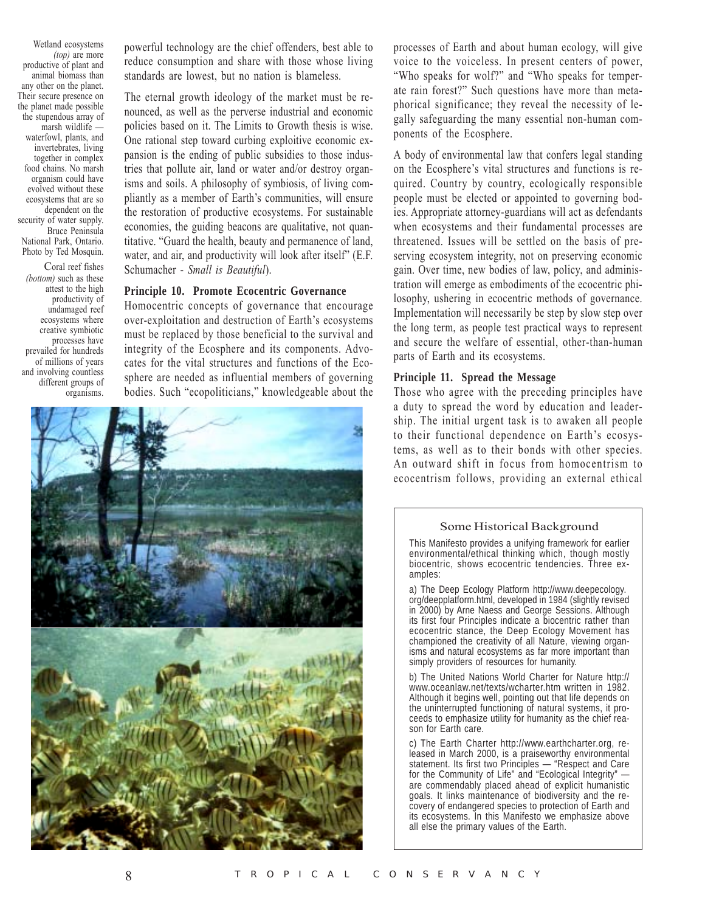Wetland ecosystems *(top)* are more productive of plant and animal biomass than any other on the planet. Their secure presence on the planet made possible the stupendous array of marsh wildlife — waterfowl, plants, and invertebrates, living together in complex food chains. No marsh organism could have evolved without these ecosystems that are so dependent on the security of water supply. Bruce Peninsula National Park, Ontario. Photo by Ted Mosquin.

Coral reef fishes *(bottom)* such as these attest to the high productivity of undamaged reef ecosystems where creative symbiotic processes have prevailed for hundreds of millions of years and involving countless different groups of organisms.

powerful technology are the chief offenders, best able to reduce consumption and share with those whose living standards are lowest, but no nation is blameless.

The eternal growth ideology of the market must be renounced, as well as the perverse industrial and economic policies based on it. The Limits to Growth thesis is wise. One rational step toward curbing exploitive economic expansion is the ending of public subsidies to those industries that pollute air, land or water and/or destroy organisms and soils. A philosophy of symbiosis, of living compliantly as a member of Earth's communities, will ensure the restoration of productive ecosystems. For sustainable economies, the guiding beacons are qualitative, not quantitative. "Guard the health, beauty and permanence of land, water, and air, and productivity will look after itself" (E.F. Schumacher - *Small is Beautiful*).

**Principle 10. Promote Ecocentric Governance**

Homocentric concepts of governance that encourage over-exploitation and destruction of Earth's ecosystems must be replaced by those beneficial to the survival and integrity of the Ecosphere and its components. Advocates for the vital structures and functions of the Ecosphere are needed as influential members of governing bodies. Such "ecopoliticians," knowledgeable about the processes of Earth and about human ecology, will give voice to the voiceless. In present centers of power, "Who speaks for wolf?" and "Who speaks for temperate rain forest?" Such questions have more than metaphorical significance; they reveal the necessity of legally safeguarding the many essential non-human components of the Ecosphere.

A body of environmental law that confers legal standing on the Ecosphere's vital structures and functions is required. Country by country, ecologically responsible people must be elected or appointed to governing bodies. Appropriate attorney-guardians will act as defendants when ecosystems and their fundamental processes are threatened. Issues will be settled on the basis of preserving ecosystem integrity, not on preserving economic gain. Over time, new bodies of law, policy, and administration will emerge as embodiments of the ecocentric philosophy, ushering in ecocentric methods of governance. Implementation will necessarily be step by slow step over the long term, as people test practical ways to represent and secure the welfare of essential, other-than-human parts of Earth and its ecosystems.

**Principle 11. Spread the Message**

Those who agree with the preceding principles have a duty to spread the word by education and leadership. The initial urgent task is to awaken all people to their functional dependence on Earth's ecosystems, as well as to their bonds with other species. An outward shift in focus from homocentrism to ecocentrism follows, providing an external ethical

### Some Historical Background

This Manifesto provides a unifying framework for earlier environmental/ethical thinking which, though mostly biocentric, shows ecocentric tendencies. Three examples:

a) The Deep Ecology Platform http://www.deepecology.org/deepplatform.html, developed in 1984 (slightly revised in 2000) by Arne Naess and George Sessions. Although its first four Principles indicate a biocentric rather than ecocentric stance, the Deep Ecology Movement has championed the creativity of all Nature, viewing organisms and natural ecosystems as far more important than simply providers of resources for humanity.

b) The United Nations World Charter for Nature http://www.oceanlaw.net/texts/wcharter.htm written in 1982. Although it begins well, pointing out that life depends on the uninterrupted functioning of natural systems, it proceeds to emphasize utility for humanity as the chief reason for Earth care.

c) The Earth Charter http://www.earthcharter.org, released in March 2000, is a praiseworthy environmental statement. Its first two Principles — "Respect and Care for the Community of Life" and "Ecological Integrity" — are commendably placed ahead of explicit humanistic goals. It links maintenance of biodiversity and the recovery of endangered species to protection of Earth and its ecosystems. In this Manifesto we emphasize above all else the primary values of the Earth.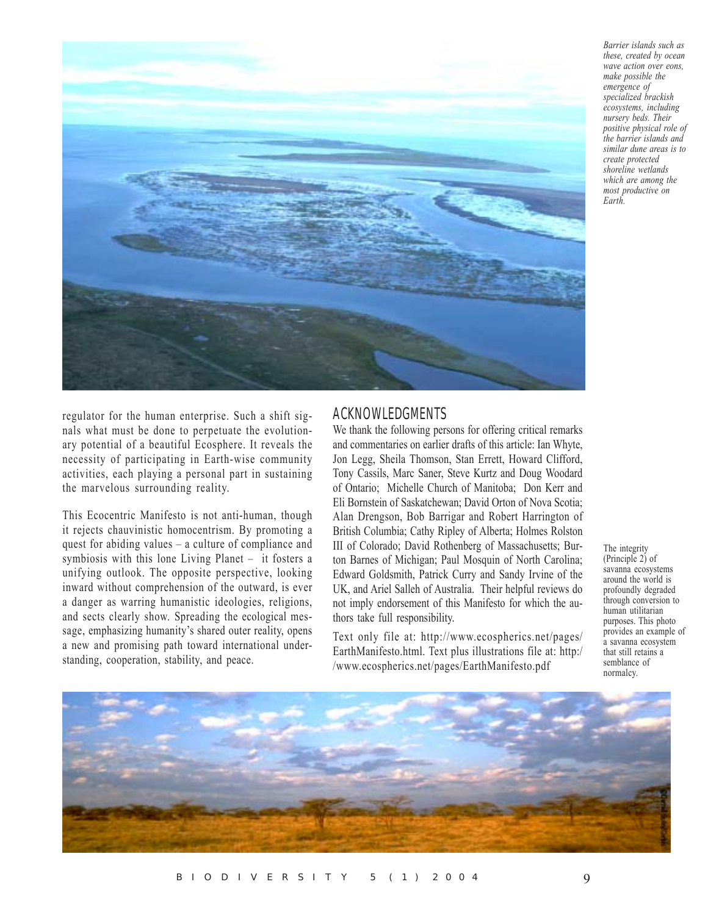*Barrier islands such as these, created by ocean wave action over eons, make possible the emergence of specialized brackish ecosystems, including nursery beds. Their positive physical role of the barrier islands and similar dune areas is to create protected shoreline wetlands which are among the most productive on Earth.*

regulator for the human enterprise. Such a shift signals what must be done to perpetuate the evolutionary potential of a beautiful Ecosphere. It reveals the necessity of participating in Earth-wise community activities, each playing a personal part in sustaining the marvelous surrounding reality.

This Ecocentric Manifesto is not anti-human, though it rejects chauvinistic homocentrism. By promoting a quest for abiding values – a culture of compliance and symbiosis with this lone Living Planet – it fosters a unifying outlook. The opposite perspective, looking inward without comprehension of the outward, is ever a danger as warring humanistic ideologies, religions, and sects clearly show. Spreading the ecological message, emphasizing humanity's shared outer reality, opens a new and promising path toward international understanding, cooperation, stability, and peace.

## ACKNOWLEDGMENTS

We thank the following persons for offering critical remarks and commentaries on earlier drafts of this article: Ian Whyte, Jon Legg, Sheila Thomson, Stan Errett, Howard Clifford, Tony Cassils, Marc Saner, Steve Kurtz and Doug Woodard of Ontario; Michelle Church of Manitoba; Don Kerr and Eli Bornstein of Saskatchewan; David Orton of Nova Scotia; Alan Drengson, Bob Barrigar and Robert Harrington of British Columbia; Cathy Ripley of Alberta; Holmes Rolston III of Colorado; David Rothenberg of Massachusetts; Burton Barnes of Michigan; Paul Mosquin of North Carolina; Edward Goldsmith, Patrick Curry and Sandy Irvine of the UK, and Ariel Salleh of Australia. Their helpful reviews do not imply endorsement of this Manifesto for which the authors take full responsibility.

Text only file at: http://www.ecospherics.net/pages/EarthManifesto.html. Text plus illustrations file at: http://www.ecospherics.net/pages/EarthManifesto.pdf

The integrity (Principle 2) of savanna ecosystems around the world is profoundly degraded through conversion to human utilitarian purposes. This photo provides an example of a savanna ecosystem that still retains a semblance of normalcy.